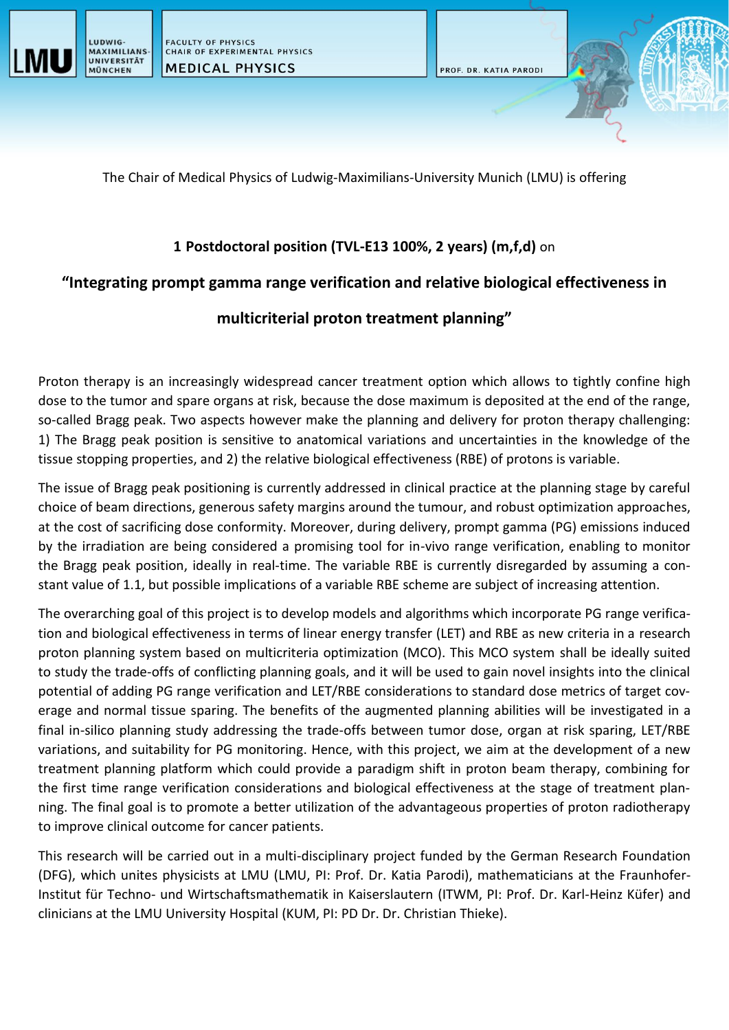LUDWIG-MAXIMILIANS-UNIVERSITÄT MÜNCHEN

FACULTY OF PHYSICS
CHAIR OF EXPERIMENTAL PHYSICS
MEDICAL PHYSICS

PROF. DR. KATIA PARODI

The Chair of Medical Physics of Ludwig-Maximilians-University Munich (LMU) is offering

**1 Postdoctoral position (TVL-E13 100%, 2 years) (m,f,d)** on

# “Integrating prompt gamma range verification and relative biological effectiveness in multicriterial proton treatment planning”

Proton therapy is an increasingly widespread cancer treatment option which allows to tightly confine high dose to the tumor and spare organs at risk, because the dose maximum is deposited at the end of the range, so-called Bragg peak. Two aspects however make the planning and delivery for proton therapy challenging: 1) The Bragg peak position is sensitive to anatomical variations and uncertainties in the knowledge of the tissue stopping properties, and 2) the relative biological effectiveness (RBE) of protons is variable.

The issue of Bragg peak positioning is currently addressed in clinical practice at the planning stage by careful choice of beam directions, generous safety margins around the tumour, and robust optimization approaches, at the cost of sacrificing dose conformity. Moreover, during delivery, prompt gamma (PG) emissions induced by the irradiation are being considered a promising tool for in-vivo range verification, enabling to monitor the Bragg peak position, ideally in real-time. The variable RBE is currently disregarded by assuming a constant value of 1.1, but possible implications of a variable RBE scheme are subject of increasing attention.

The overarching goal of this project is to develop models and algorithms which incorporate PG range verification and biological effectiveness in terms of linear energy transfer (LET) and RBE as new criteria in a research proton planning system based on multicriteria optimization (MCO). This MCO system shall be ideally suited to study the trade-offs of conflicting planning goals, and it will be used to gain novel insights into the clinical potential of adding PG range verification and LET/RBE considerations to standard dose metrics of target coverage and normal tissue sparing. The benefits of the augmented planning abilities will be investigated in a final in-silico planning study addressing the trade-offs between tumor dose, organ at risk sparing, LET/RBE variations, and suitability for PG monitoring. Hence, with this project, we aim at the development of a new treatment planning platform which could provide a paradigm shift in proton beam therapy, combining for the first time range verification considerations and biological effectiveness at the stage of treatment planning. The final goal is to promote a better utilization of the advantageous properties of proton radiotherapy to improve clinical outcome for cancer patients.

This research will be carried out in a multi-disciplinary project funded by the German Research Foundation (DFG), which unites physicists at LMU (LMU, PI: Prof. Dr. Katia Parodi), mathematicians at the Fraunhofer-Institut für Techno- und Wirtschaftsmathematik in Kaiserslautern (ITWM, PI: Prof. Dr. Karl-Heinz Küfer) and clinicians at the LMU University Hospital (KUM, PI: PD Dr. Dr. Christian Thieke).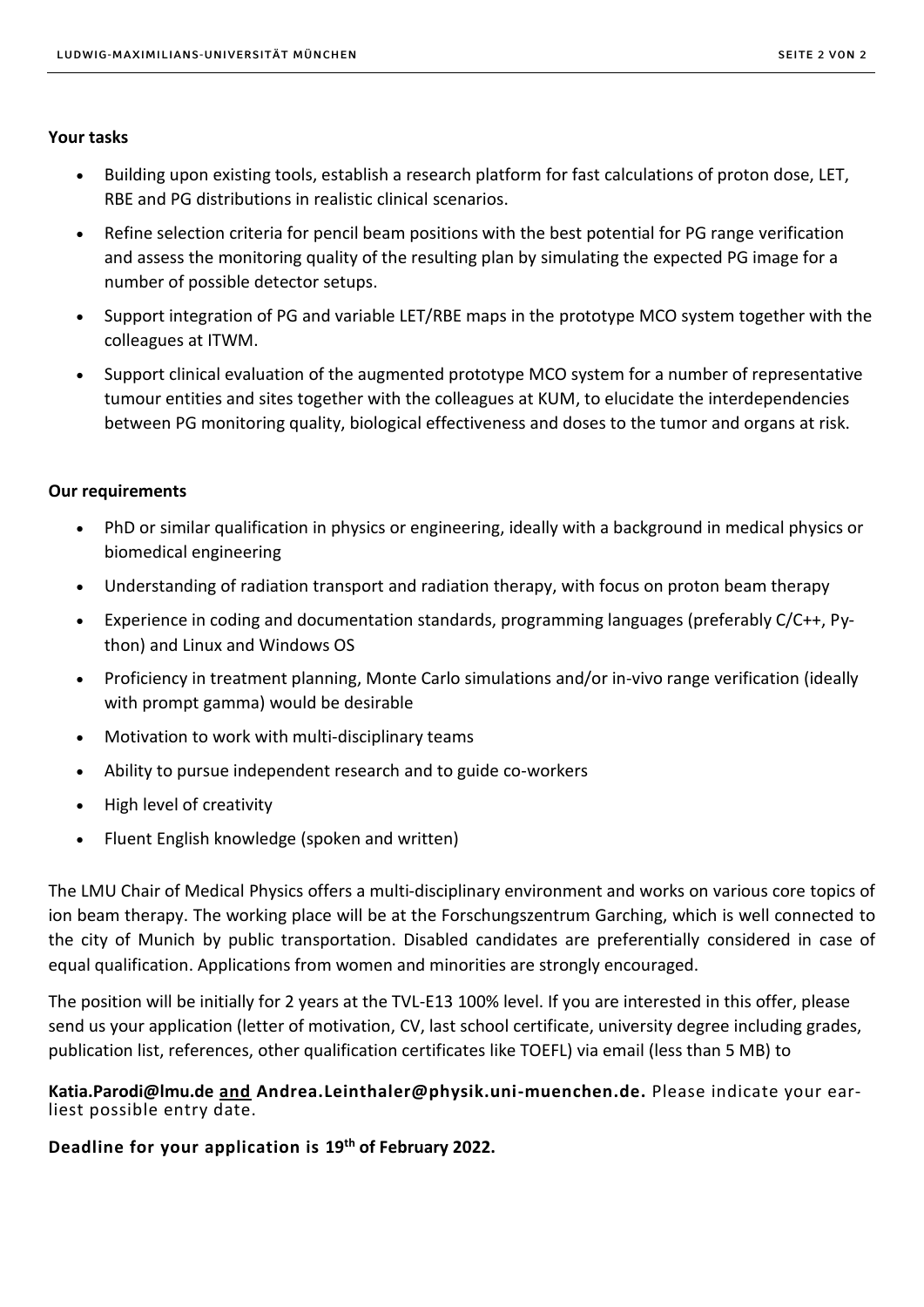**Your tasks**

- Building upon existing tools, establish a research platform for fast calculations of proton dose, LET, RBE and PG distributions in realistic clinical scenarios.
- Refine selection criteria for pencil beam positions with the best potential for PG range verification and assess the monitoring quality of the resulting plan by simulating the expected PG image for a number of possible detector setups.
- Support integration of PG and variable LET/RBE maps in the prototype MCO system together with the colleagues at ITWM.
- Support clinical evaluation of the augmented prototype MCO system for a number of representative tumour entities and sites together with the colleagues at KUM, to elucidate the interdependencies between PG monitoring quality, biological effectiveness and doses to the tumor and organs at risk.

**Our requirements**

- PhD or similar qualification in physics or engineering, ideally with a background in medical physics or biomedical engineering
- Understanding of radiation transport and radiation therapy, with focus on proton beam therapy
- Experience in coding and documentation standards, programming languages (preferably C/C++, Python) and Linux and Windows OS
- Proficiency in treatment planning, Monte Carlo simulations and/or in-vivo range verification (ideally with prompt gamma) would be desirable
- Motivation to work with multi-disciplinary teams
- Ability to pursue independent research and to guide co-workers
- High level of creativity
- Fluent English knowledge (spoken and written)

The LMU Chair of Medical Physics offers a multi-disciplinary environment and works on various core topics of ion beam therapy. The working place will be at the Forschungszentrum Garching, which is well connected to the city of Munich by public transportation. Disabled candidates are preferentially considered in case of equal qualification. Applications from women and minorities are strongly encouraged.

The position will be initially for 2 years at the TVL-E13 100% level. If you are interested in this offer, please send us your application (letter of motivation, CV, last school certificate, university degree including grades, publication list, references, other qualification certificates like TOEFL) via email (less than 5 MB) to

**Katia.Parodi@lmu.de <u>and</u> Andrea.Leinthaler@physik.uni-muenchen.de.** Please indicate your earliest possible entry date.

**Deadline for your application is 19th of February 2022.**